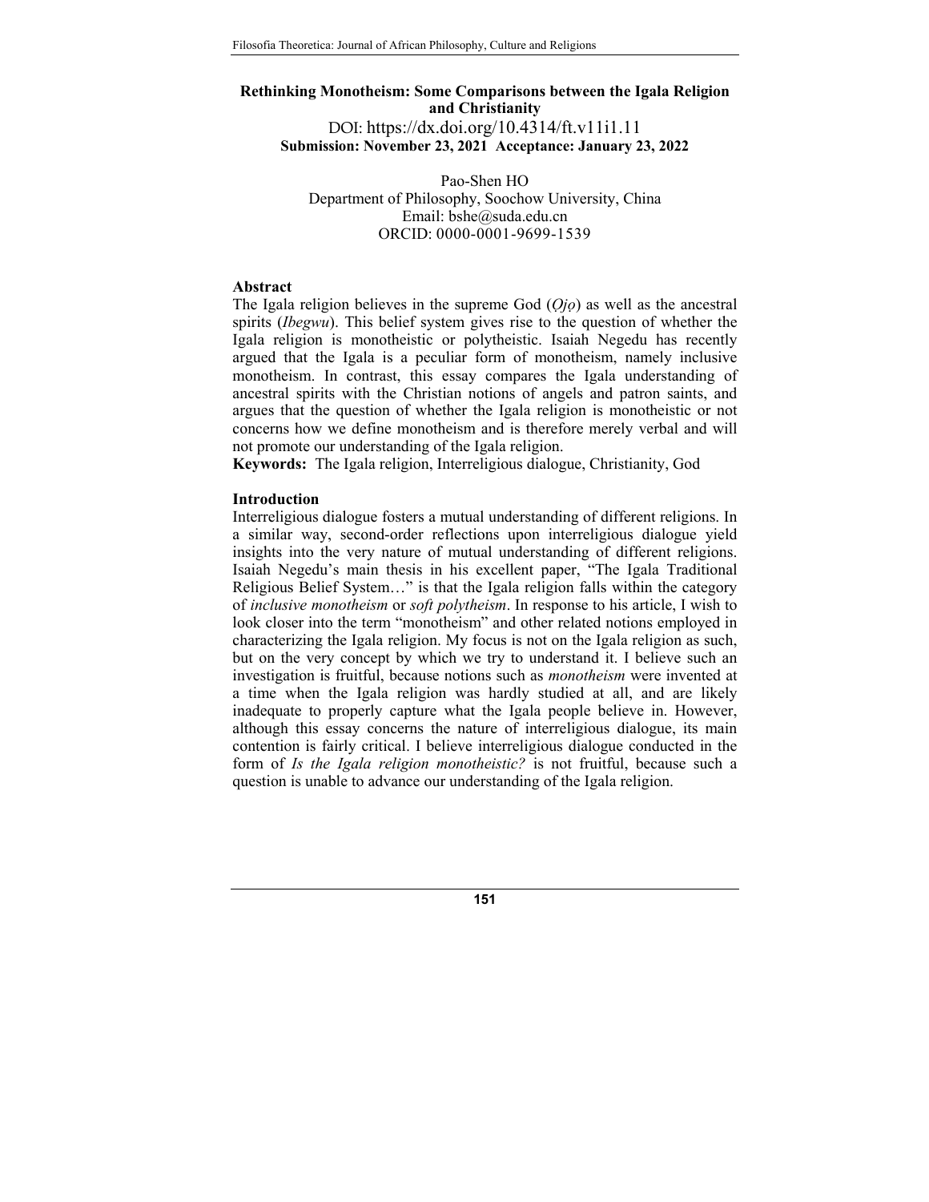# Rethinking Monotheism: Some Comparisons between the Igala Religion and Christianity

DOI: https://dx.doi.org/10.4314/ft.v11i1.11

**Submission: November 23, 2021 Acceptance: January 23, 2022**

Pao-Shen HO
Department of Philosophy, Soochow University, China
Email: bshe@suda.edu.cn
ORCID: 0000-0001-9699-1539

## Abstract

The Igala religion believes in the supreme God (*Ọjọ*) as well as the ancestral spirits (*Ibegwu*). This belief system gives rise to the question of whether the Igala religion is monotheistic or polytheistic. Isaiah Negedu has recently argued that the Igala is a peculiar form of monotheism, namely inclusive monotheism. In contrast, this essay compares the Igala understanding of ancestral spirits with the Christian notions of angels and patron saints, and argues that the question of whether the Igala religion is monotheistic or not concerns how we define monotheism and is therefore merely verbal and will not promote our understanding of the Igala religion.

**Keywords:** The Igala religion, Interreligious dialogue, Christianity, God

## Introduction

Interreligious dialogue fosters a mutual understanding of different religions. In a similar way, second-order reflections upon interreligious dialogue yield insights into the very nature of mutual understanding of different religions. Isaiah Negedu's main thesis in his excellent paper, "The Igala Traditional Religious Belief System…" is that the Igala religion falls within the category of *inclusive monotheism* or *soft polytheism*. In response to his article, I wish to look closer into the term "monotheism" and other related notions employed in characterizing the Igala religion. My focus is not on the Igala religion as such, but on the very concept by which we try to understand it. I believe such an investigation is fruitful, because notions such as *monotheism* were invented at a time when the Igala religion was hardly studied at all, and are likely inadequate to properly capture what the Igala people believe in. However, although this essay concerns the nature of interreligious dialogue, its main contention is fairly critical. I believe interreligious dialogue conducted in the form of *Is the Igala religion monotheistic?* is not fruitful, because such a question is unable to advance our understanding of the Igala religion.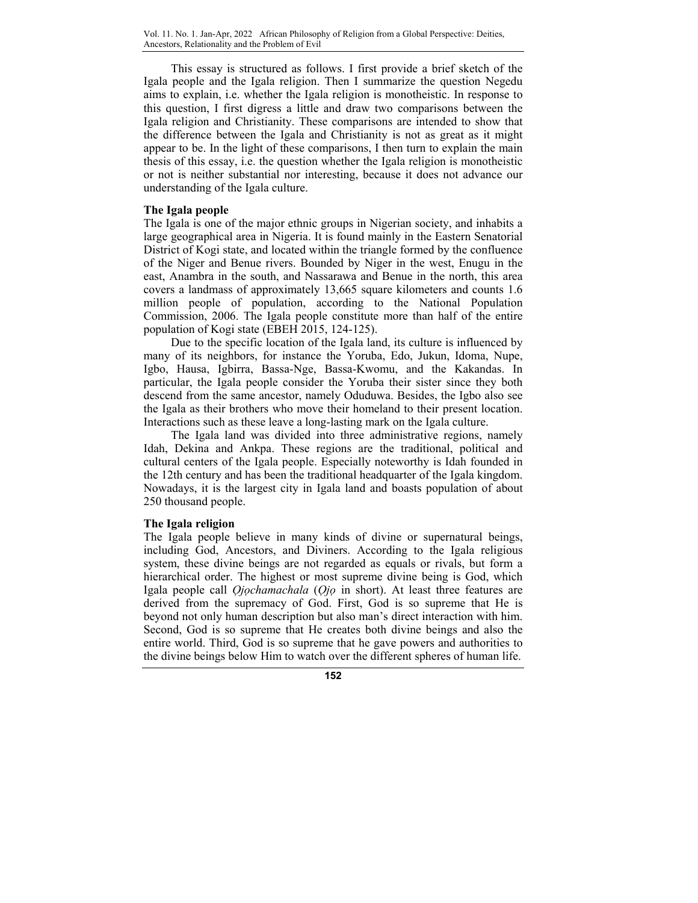This essay is structured as follows. I first provide a brief sketch of the Igala people and the Igala religion. Then I summarize the question Negedu aims to explain, i.e. whether the Igala religion is monotheistic. In response to this question, I first digress a little and draw two comparisons between the Igala religion and Christianity. These comparisons are intended to show that the difference between the Igala and Christianity is not as great as it might appear to be. In the light of these comparisons, I then turn to explain the main thesis of this essay, i.e. the question whether the Igala religion is monotheistic or not is neither substantial nor interesting, because it does not advance our understanding of the Igala culture.

**The Igala people**

The Igala is one of the major ethnic groups in Nigerian society, and inhabits a large geographical area in Nigeria. It is found mainly in the Eastern Senatorial District of Kogi state, and located within the triangle formed by the confluence of the Niger and Benue rivers. Bounded by Niger in the west, Enugu in the east, Anambra in the south, and Nassarawa and Benue in the north, this area covers a landmass of approximately 13,665 square kilometers and counts 1.6 million people of population, according to the National Population Commission, 2006. The Igala people constitute more than half of the entire population of Kogi state (EBEH 2015, 124-125).

Due to the specific location of the Igala land, its culture is influenced by many of its neighbors, for instance the Yoruba, Edo, Jukun, Idoma, Nupe, Igbo, Hausa, Igbirra, Bassa-Nge, Bassa-Kwomu, and the Kakandas. In particular, the Igala people consider the Yoruba their sister since they both descend from the same ancestor, namely Oduduwa. Besides, the Igbo also see the Igala as their brothers who move their homeland to their present location. Interactions such as these leave a long-lasting mark on the Igala culture.

The Igala land was divided into three administrative regions, namely Idah, Dekina and Ankpa. These regions are the traditional, political and cultural centers of the Igala people. Especially noteworthy is Idah founded in the 12th century and has been the traditional headquarter of the Igala kingdom. Nowadays, it is the largest city in Igala land and boasts population of about 250 thousand people.

**The Igala religion**

The Igala people believe in many kinds of divine or supernatural beings, including God, Ancestors, and Diviners. According to the Igala religious system, these divine beings are not regarded as equals or rivals, but form a hierarchical order. The highest or most supreme divine being is God, which Igala people call *Ọjọchamachala* (*Ọjọ* in short). At least three features are derived from the supremacy of God. First, God is so supreme that He is beyond not only human description but also man's direct interaction with him. Second, God is so supreme that He creates both divine beings and also the entire world. Third, God is so supreme that he gave powers and authorities to the divine beings below Him to watch over the different spheres of human life.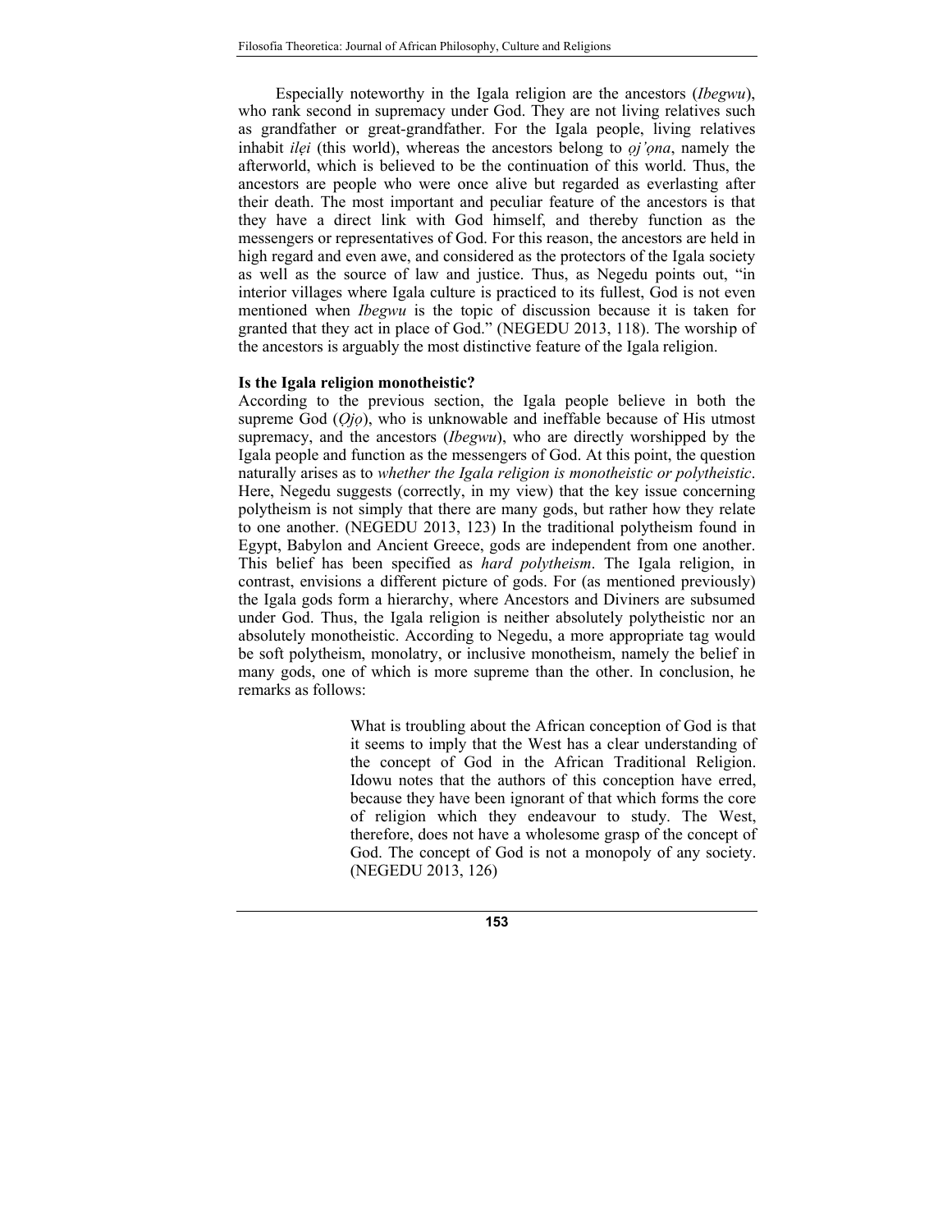Especially noteworthy in the Igala religion are the ancestors (*Ibegwu*), who rank second in supremacy under God. They are not living relatives such as grandfather or great-grandfather. For the Igala people, living relatives inhabit *ilẹi* (this world), whereas the ancestors belong to *ọj'ọna*, namely the afterworld, which is believed to be the continuation of this world. Thus, the ancestors are people who were once alive but regarded as everlasting after their death. The most important and peculiar feature of the ancestors is that they have a direct link with God himself, and thereby function as the messengers or representatives of God. For this reason, the ancestors are held in high regard and even awe, and considered as the protectors of the Igala society as well as the source of law and justice. Thus, as Negedu points out, "in interior villages where Igala culture is practiced to its fullest, God is not even mentioned when *Ibegwu* is the topic of discussion because it is taken for granted that they act in place of God." (NEGEDU 2013, 118). The worship of the ancestors is arguably the most distinctive feature of the Igala religion.

**Is the Igala religion monotheistic?**

According to the previous section, the Igala people believe in both the supreme God (*Ọjọ*), who is unknowable and ineffable because of His utmost supremacy, and the ancestors (*Ibegwu*), who are directly worshipped by the Igala people and function as the messengers of God. At this point, the question naturally arises as to *whether the Igala religion is monotheistic or polytheistic*. Here, Negedu suggests (correctly, in my view) that the key issue concerning polytheism is not simply that there are many gods, but rather how they relate to one another. (NEGEDU 2013, 123) In the traditional polytheism found in Egypt, Babylon and Ancient Greece, gods are independent from one another. This belief has been specified as *hard polytheism*. The Igala religion, in contrast, envisions a different picture of gods. For (as mentioned previously) the Igala gods form a hierarchy, where Ancestors and Diviners are subsumed under God. Thus, the Igala religion is neither absolutely polytheistic nor an absolutely monotheistic. According to Negedu, a more appropriate tag would be soft polytheism, monolatry, or inclusive monotheism, namely the belief in many gods, one of which is more supreme than the other. In conclusion, he remarks as follows:

> What is troubling about the African conception of God is that it seems to imply that the West has a clear understanding of the concept of God in the African Traditional Religion. Idowu notes that the authors of this conception have erred, because they have been ignorant of that which forms the core of religion which they endeavour to study. The West, therefore, does not have a wholesome grasp of the concept of God. The concept of God is not a monopoly of any society. (NEGEDU 2013, 126)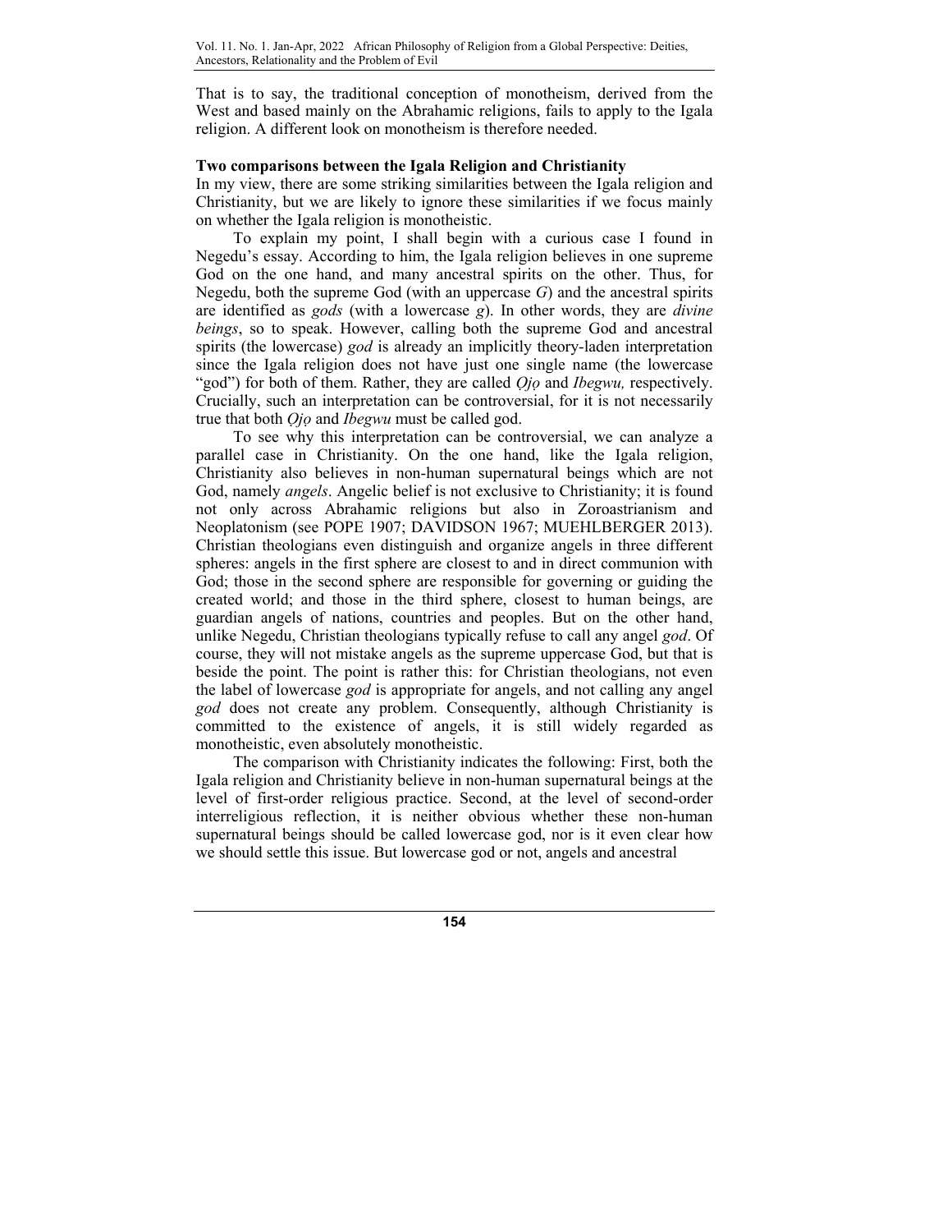That is to say, the traditional conception of monotheism, derived from the West and based mainly on the Abrahamic religions, fails to apply to the Igala religion. A different look on monotheism is therefore needed.

**Two comparisons between the Igala Religion and Christianity**

In my view, there are some striking similarities between the Igala religion and Christianity, but we are likely to ignore these similarities if we focus mainly on whether the Igala religion is monotheistic.

To explain my point, I shall begin with a curious case I found in Negedu's essay. According to him, the Igala religion believes in one supreme God on the one hand, and many ancestral spirits on the other. Thus, for Negedu, both the supreme God (with an uppercase *G*) and the ancestral spirits are identified as *gods* (with a lowercase *g*). In other words, they are *divine beings*, so to speak. However, calling both the supreme God and ancestral spirits (the lowercase) *god* is already an implicitly theory-laden interpretation since the Igala religion does not have just one single name (the lowercase "god") for both of them. Rather, they are called *Ọjọ* and *Ibegwu,* respectively. Crucially, such an interpretation can be controversial, for it is not necessarily true that both *Ọjọ* and *Ibegwu* must be called god.

To see why this interpretation can be controversial, we can analyze a parallel case in Christianity. On the one hand, like the Igala religion, Christianity also believes in non-human supernatural beings which are not God, namely *angels*. Angelic belief is not exclusive to Christianity; it is found not only across Abrahamic religions but also in Zoroastrianism and Neoplatonism (see POPE 1907; DAVIDSON 1967; MUEHLBERGER 2013). Christian theologians even distinguish and organize angels in three different spheres: angels in the first sphere are closest to and in direct communion with God; those in the second sphere are responsible for governing or guiding the created world; and those in the third sphere, closest to human beings, are guardian angels of nations, countries and peoples. But on the other hand, unlike Negedu, Christian theologians typically refuse to call any angel *god*. Of course, they will not mistake angels as the supreme uppercase God, but that is beside the point. The point is rather this: for Christian theologians, not even the label of lowercase *god* is appropriate for angels, and not calling any angel *god* does not create any problem. Consequently, although Christianity is committed to the existence of angels, it is still widely regarded as monotheistic, even absolutely monotheistic.

The comparison with Christianity indicates the following: First, both the Igala religion and Christianity believe in non-human supernatural beings at the level of first-order religious practice. Second, at the level of second-order interreligious reflection, it is neither obvious whether these non-human supernatural beings should be called lowercase god, nor is it even clear how we should settle this issue. But lowercase god or not, angels and ancestral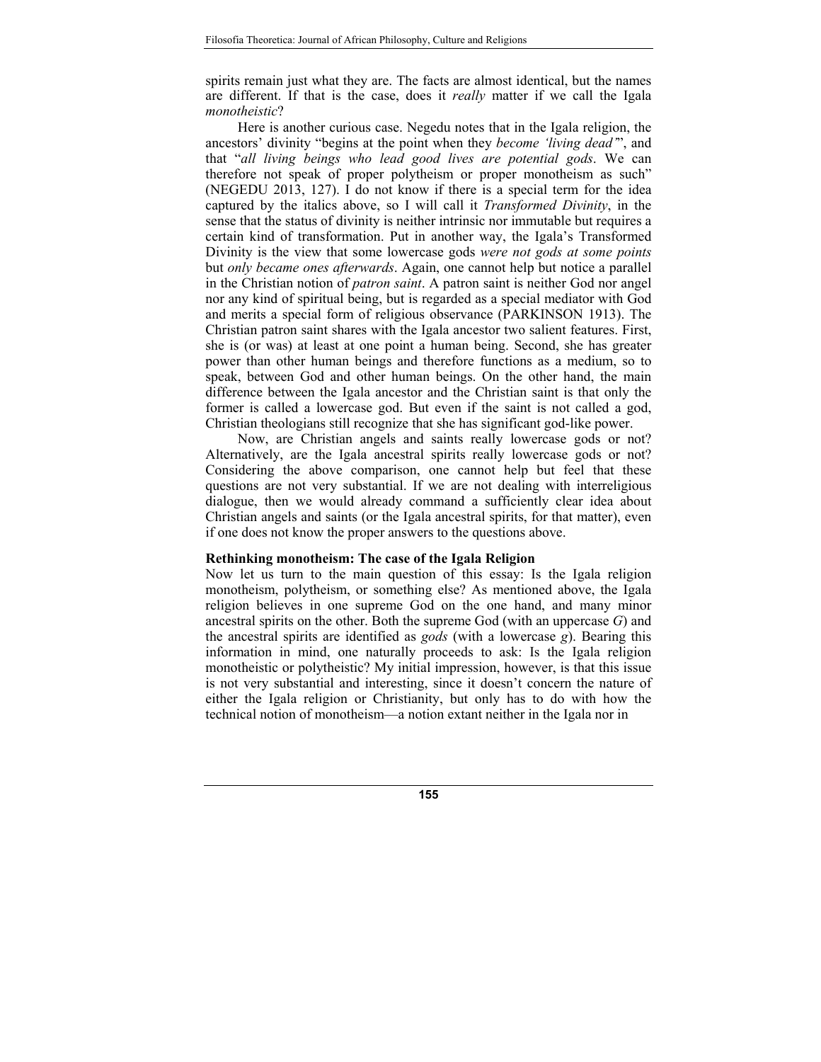spirits remain just what they are. The facts are almost identical, but the names are different. If that is the case, does it *really* matter if we call the Igala *monotheistic*?

Here is another curious case. Negedu notes that in the Igala religion, the ancestors' divinity "begins at the point when they *become 'living dead'*", and that "*all living beings who lead good lives are potential gods*. We can therefore not speak of proper polytheism or proper monotheism as such" (NEGEDU 2013, 127). I do not know if there is a special term for the idea captured by the italics above, so I will call it *Transformed Divinity*, in the sense that the status of divinity is neither intrinsic nor immutable but requires a certain kind of transformation. Put in another way, the Igala's Transformed Divinity is the view that some lowercase gods *were not gods at some points* but *only became ones afterwards*. Again, one cannot help but notice a parallel in the Christian notion of *patron saint*. A patron saint is neither God nor angel nor any kind of spiritual being, but is regarded as a special mediator with God and merits a special form of religious observance (PARKINSON 1913). The Christian patron saint shares with the Igala ancestor two salient features. First, she is (or was) at least at one point a human being. Second, she has greater power than other human beings and therefore functions as a medium, so to speak, between God and other human beings. On the other hand, the main difference between the Igala ancestor and the Christian saint is that only the former is called a lowercase god. But even if the saint is not called a god, Christian theologians still recognize that she has significant god-like power.

Now, are Christian angels and saints really lowercase gods or not? Alternatively, are the Igala ancestral spirits really lowercase gods or not? Considering the above comparison, one cannot help but feel that these questions are not very substantial. If we are not dealing with interreligious dialogue, then we would already command a sufficiently clear idea about Christian angels and saints (or the Igala ancestral spirits, for that matter), even if one does not know the proper answers to the questions above.

**Rethinking monotheism: The case of the Igala Religion**

Now let us turn to the main question of this essay: Is the Igala religion monotheism, polytheism, or something else? As mentioned above, the Igala religion believes in one supreme God on the one hand, and many minor ancestral spirits on the other. Both the supreme God (with an uppercase *G*) and the ancestral spirits are identified as *gods* (with a lowercase *g*). Bearing this information in mind, one naturally proceeds to ask: Is the Igala religion monotheistic or polytheistic? My initial impression, however, is that this issue is not very substantial and interesting, since it doesn't concern the nature of either the Igala religion or Christianity, but only has to do with how the technical notion of monotheism—a notion extant neither in the Igala nor in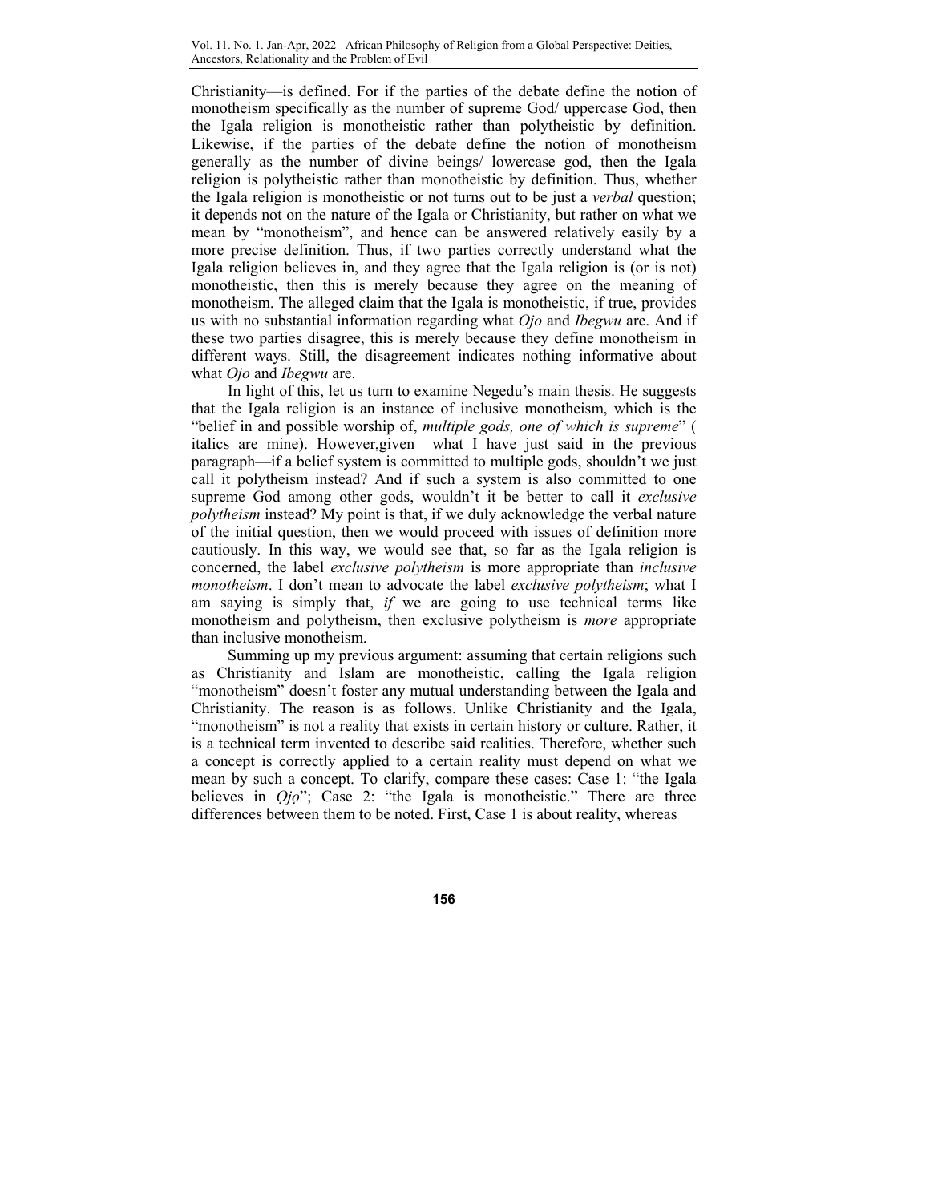Christianity—is defined. For if the parties of the debate define the notion of monotheism specifically as the number of supreme God/ uppercase God, then the Igala religion is monotheistic rather than polytheistic by definition. Likewise, if the parties of the debate define the notion of monotheism generally as the number of divine beings/ lowercase god, then the Igala religion is polytheistic rather than monotheistic by definition. Thus, whether the Igala religion is monotheistic or not turns out to be just a *verbal* question; it depends not on the nature of the Igala or Christianity, but rather on what we mean by "monotheism", and hence can be answered relatively easily by a more precise definition. Thus, if two parties correctly understand what the Igala religion believes in, and they agree that the Igala religion is (or is not) monotheistic, then this is merely because they agree on the meaning of monotheism. The alleged claim that the Igala is monotheistic, if true, provides us with no substantial information regarding what *Ojo* and *Ibegwu* are. And if these two parties disagree, this is merely because they define monotheism in different ways. Still, the disagreement indicates nothing informative about what *Ojo* and *Ibegwu* are.

In light of this, let us turn to examine Negedu's main thesis. He suggests that the Igala religion is an instance of inclusive monotheism, which is the "belief in and possible worship of, *multiple gods, one of which is supreme*" ( italics are mine). However,given what I have just said in the previous paragraph—if a belief system is committed to multiple gods, shouldn't we just call it polytheism instead? And if such a system is also committed to one supreme God among other gods, wouldn't it be better to call it *exclusive polytheism* instead? My point is that, if we duly acknowledge the verbal nature of the initial question, then we would proceed with issues of definition more cautiously. In this way, we would see that, so far as the Igala religion is concerned, the label *exclusive polytheism* is more appropriate than *inclusive monotheism*. I don't mean to advocate the label *exclusive polytheism*; what I am saying is simply that, *if* we are going to use technical terms like monotheism and polytheism, then exclusive polytheism is *more* appropriate than inclusive monotheism.

Summing up my previous argument: assuming that certain religions such as Christianity and Islam are monotheistic, calling the Igala religion "monotheism" doesn't foster any mutual understanding between the Igala and Christianity. The reason is as follows. Unlike Christianity and the Igala, "monotheism" is not a reality that exists in certain history or culture. Rather, it is a technical term invented to describe said realities. Therefore, whether such a concept is correctly applied to a certain reality must depend on what we mean by such a concept. To clarify, compare these cases: Case 1: "the Igala believes in *Ọjọ*"; Case 2: "the Igala is monotheistic." There are three differences between them to be noted. First, Case 1 is about reality, whereas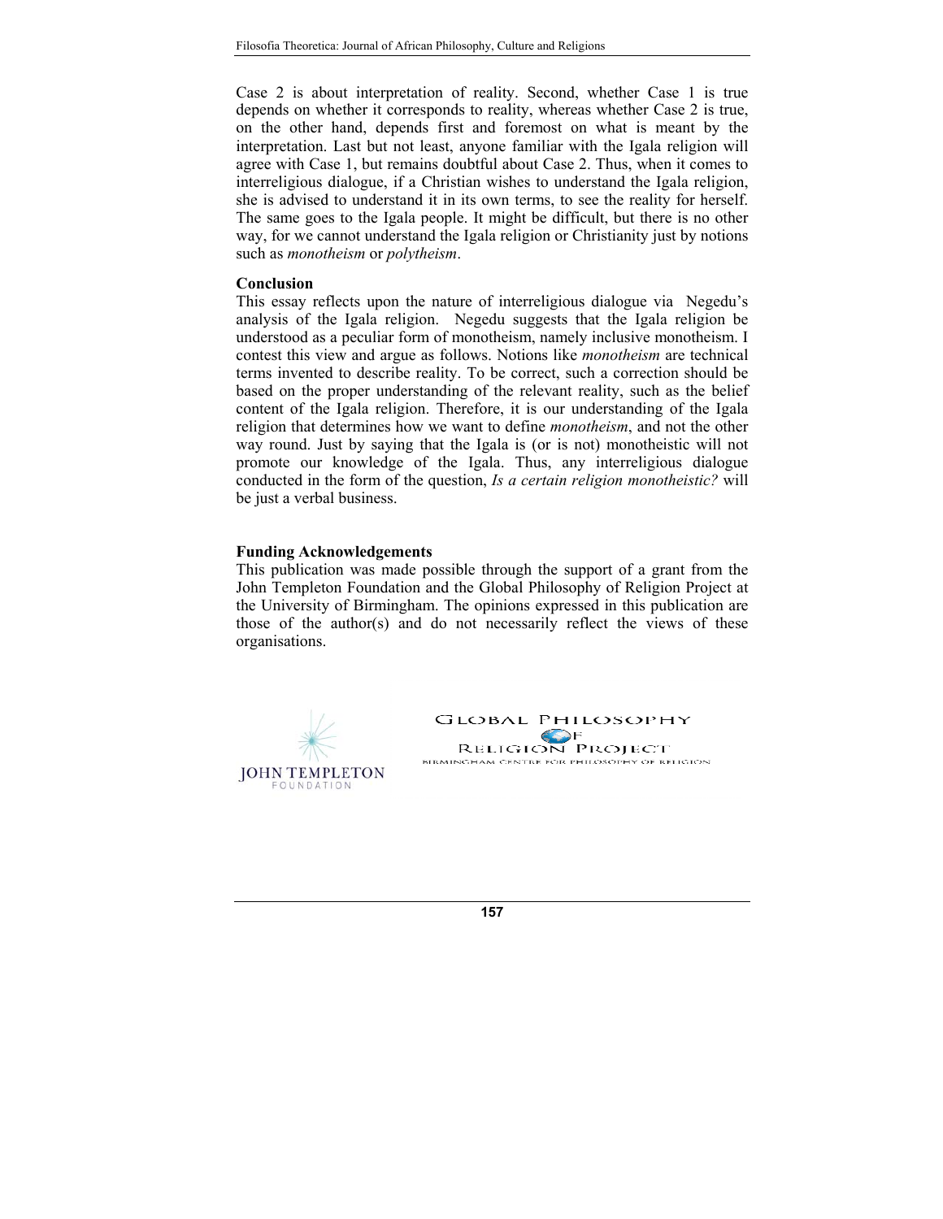Case 2 is about interpretation of reality. Second, whether Case 1 is true depends on whether it corresponds to reality, whereas whether Case 2 is true, on the other hand, depends first and foremost on what is meant by the interpretation. Last but not least, anyone familiar with the Igala religion will agree with Case 1, but remains doubtful about Case 2. Thus, when it comes to interreligious dialogue, if a Christian wishes to understand the Igala religion, she is advised to understand it in its own terms, to see the reality for herself. The same goes to the Igala people. It might be difficult, but there is no other way, for we cannot understand the Igala religion or Christianity just by notions such as *monotheism* or *polytheism*.

**Conclusion**

This essay reflects upon the nature of interreligious dialogue via Negedu's analysis of the Igala religion. Negedu suggests that the Igala religion be understood as a peculiar form of monotheism, namely inclusive monotheism. I contest this view and argue as follows. Notions like *monotheism* are technical terms invented to describe reality. To be correct, such a correction should be based on the proper understanding of the relevant reality, such as the belief content of the Igala religion. Therefore, it is our understanding of the Igala religion that determines how we want to define *monotheism*, and not the other way round. Just by saying that the Igala is (or is not) monotheistic will not promote our knowledge of the Igala. Thus, any interreligious dialogue conducted in the form of the question, *Is a certain religion monotheistic?* will be just a verbal business.

**Funding Acknowledgements**

This publication was made possible through the support of a grant from the John Templeton Foundation and the Global Philosophy of Religion Project at the University of Birmingham. The opinions expressed in this publication are those of the author(s) and do not necessarily reflect the views of these organisations.

JOHN TEMPLETON FOUNDATION

GLOBAL PHILOSOPHY OF RELIGION PROJECT
BIRMINGHAM CENTRE FOR PHILOSOPHY OF RELIGION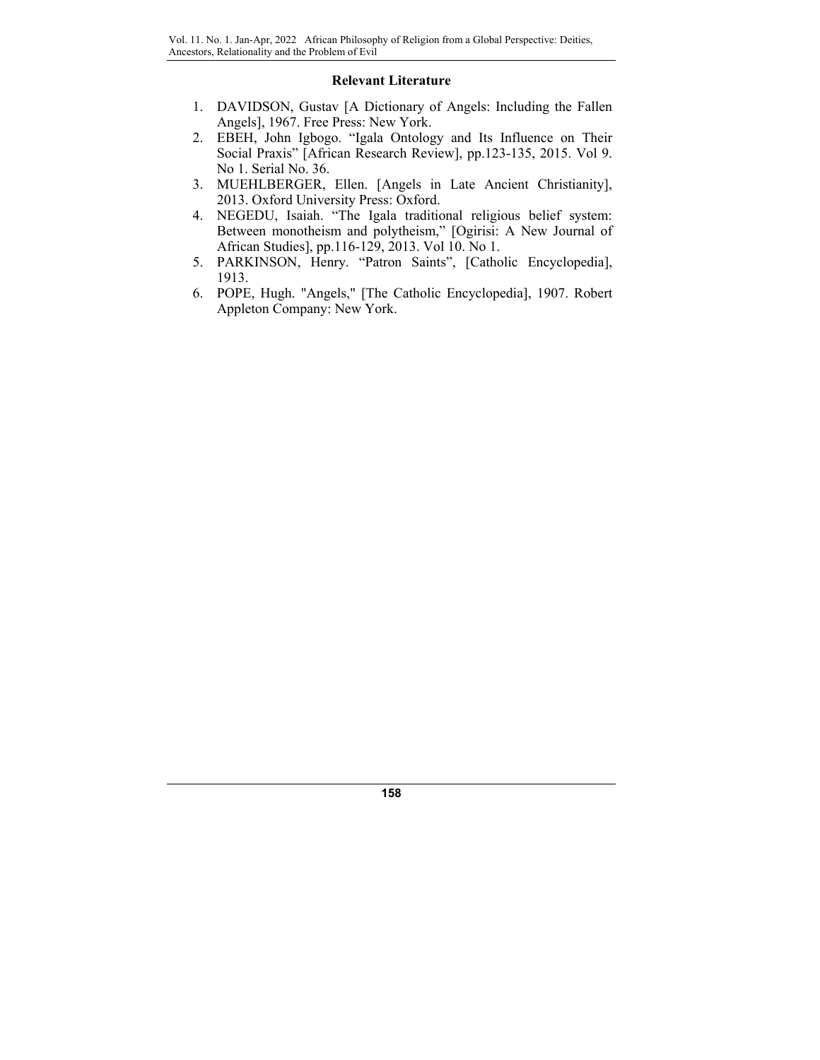## Relevant Literature

1. DAVIDSON, Gustav [A Dictionary of Angels: Including the Fallen Angels], 1967. Free Press: New York.
2. EBEH, John Igbogo. "Igala Ontology and Its Influence on Their Social Praxis" [African Research Review], pp.123-135, 2015. Vol 9. No 1. Serial No. 36.
3. MUEHLBERGER, Ellen. [Angels in Late Ancient Christianity], 2013. Oxford University Press: Oxford.
4. NEGEDU, Isaiah. "The Igala traditional religious belief system: Between monotheism and polytheism," [Ogirisi: A New Journal of African Studies], pp.116-129, 2013. Vol 10. No 1.
5. PARKINSON, Henry. "Patron Saints", [Catholic Encyclopedia], 1913.
6. POPE, Hugh. "Angels," [The Catholic Encyclopedia], 1907. Robert Appleton Company: New York.